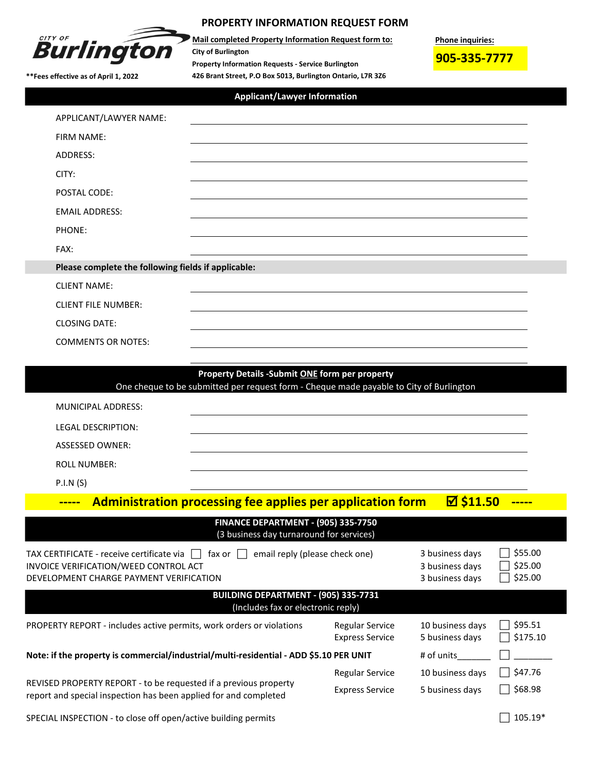# PROPERTY INFORMATION REQUEST FORM

**CITY OF Burlington**

**Mail completed Property Information Request form to:**
**City of Burlington**
**Property Information Requests - Service Burlington**
**426 Brant Street, P.O Box 5013, Burlington Ontario, L7R 3Z6**

**Phone inquiries:**
**905-335-7777**

****Fees effective as of April 1, 2022**

## Applicant/Lawyer Information

APPLICANT/LAWYER NAME: ______________________

FIRM NAME: ______________________

ADDRESS: ______________________

CITY: ______________________

POSTAL CODE: ______________________

EMAIL ADDRESS: ______________________

PHONE: ______________________

FAX: ______________________

**Please complete the following fields if applicable:**

CLIENT NAME: ______________________

CLIENT FILE NUMBER: ______________________

CLOSING DATE: ______________________

COMMENTS OR NOTES: ______________________

## Property Details -Submit ONE form per property

One cheque to be submitted per request form - Cheque made payable to City of Burlington

MUNICIPAL ADDRESS: ______________________

LEGAL DESCRIPTION: ______________________

ASSESSED OWNER: ______________________

ROLL NUMBER: ______________________

P.I.N (S) ______________________

**----- Administration processing fee applies per application form ☑ $11.50 -----**

## FINANCE DEPARTMENT - (905) 335-7750

(3 business day turnaround for services)

| Service | Turnaround | Fee |
|---|---|---|
| TAX CERTIFICATE - receive certificate via ☐ fax or ☐ email reply (please check one) | 3 business days | ☐ $55.00 |
| INVOICE VERIFICATION/WEED CONTROL ACT | 3 business days | ☐ $25.00 |
| DEVELOPMENT CHARGE PAYMENT VERIFICATION | 3 business days | ☐ $25.00 |

## BUILDING DEPARTMENT - (905) 335-7731

(Includes fax or electronic reply)

| Service | Type | Turnaround | Fee |
|---|---|---|---|
| PROPERTY REPORT - includes active permits, work orders or violations | Regular Service | 10 business days | ☐ $95.51 |
| | Express Service | 5 business days | ☐ $175.10 |
| **Note: if the property is commercial/industrial/multi-residential - ADD $5.10 PER UNIT** | | # of units_______ | ☐ ________ |
| REVISED PROPERTY REPORT - to be requested if a previous property report and special inspection has been applied for and completed | Regular Service | 10 business days | ☐ $47.76 |
| | Express Service | 5 business days | ☐ $68.98 |
| SPECIAL INSPECTION - to close off open/active building permits | | | ☐ 105.19* |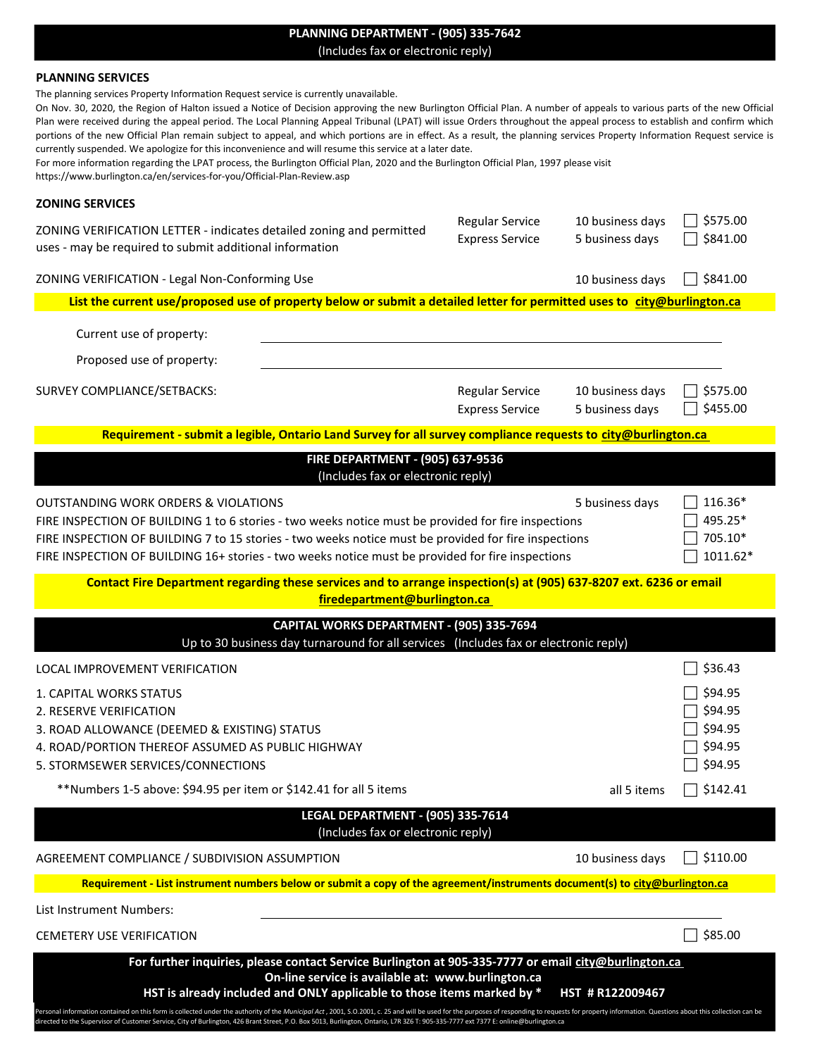## PLANNING DEPARTMENT - (905) 335-7642

(Includes fax or electronic reply)

### PLANNING SERVICES

The planning services Property Information Request service is currently unavailable.

On Nov. 30, 2020, the Region of Halton issued a Notice of Decision approving the new Burlington Official Plan. A number of appeals to various parts of the new Official Plan were received during the appeal period. The Local Planning Appeal Tribunal (LPAT) will issue Orders throughout the appeal process to establish and confirm which portions of the new Official Plan remain subject to appeal, and which portions are in effect. As a result, the planning services Property Information Request service is currently suspended. We apologize for this inconvenience and will resume this service at a later date.

For more information regarding the LPAT process, the Burlington Official Plan, 2020 and the Burlington Official Plan, 1997 please visit https://www.burlington.ca/en/services-for-you/Official-Plan-Review.asp

### ZONING SERVICES

| | | | |
|---|---|---|---|
| ZONING VERIFICATION LETTER - indicates detailed zoning and permitted uses - may be required to submit additional information | Regular Service | 10 business days | ☐ $575.00 |
| | Express Service | 5 business days | ☐ $841.00 |
| ZONING VERIFICATION - Legal Non-Conforming Use | | 10 business days | ☐ $841.00 |

**List the current use/proposed use of property below or submit a detailed letter for permitted uses to city@burlington.ca**

Current use of property: ______________________________

Proposed use of property: ______________________________

| | | | |
|---|---|---|---|
| SURVEY COMPLIANCE/SETBACKS: | Regular Service | 10 business days | ☐ $575.00 |
| | Express Service | 5 business days | ☐ $455.00 |

**Requirement - submit a legible, Ontario Land Survey for all survey compliance requests to city@burlington.ca**

## FIRE DEPARTMENT - (905) 637-9536

(Includes fax or electronic reply)

| | | |
|---|---|---|
| OUTSTANDING WORK ORDERS & VIOLATIONS | 5 business days | ☐ 116.36* |
| FIRE INSPECTION OF BUILDING 1 to 6 stories - two weeks notice must be provided for fire inspections | | ☐ 495.25* |
| FIRE INSPECTION OF BUILDING 7 to 15 stories - two weeks notice must be provided for fire inspections | | ☐ 705.10* |
| FIRE INSPECTION OF BUILDING 16+ stories - two weeks notice must be provided for fire inspections | | ☐ 1011.62* |

**Contact Fire Department regarding these services and to arrange inspection(s) at (905) 637-8207 ext. 6236 or email firedepartment@burlington.ca**

## CAPITAL WORKS DEPARTMENT - (905) 335-7694

Up to 30 business day turnaround for all services (Includes fax or electronic reply)

| | | |
|---|---|---|
| LOCAL IMPROVEMENT VERIFICATION | | ☐ $36.43 |
| 1. CAPITAL WORKS STATUS | | ☐ $94.95 |
| 2. RESERVE VERIFICATION | | ☐ $94.95 |
| 3. ROAD ALLOWANCE (DEEMED & EXISTING) STATUS | | ☐ $94.95 |
| 4. ROAD/PORTION THEREOF ASSUMED AS PUBLIC HIGHWAY | | ☐ $94.95 |
| 5. STORMSEWER SERVICES/CONNECTIONS | | ☐ $94.95 |
| **Numbers 1-5 above: $94.95 per item or $142.41 for all 5 items | all 5 items | ☐ $142.41 |

## LEGAL DEPARTMENT - (905) 335-7614

(Includes fax or electronic reply)

| | | |
|---|---|---|
| AGREEMENT COMPLIANCE / SUBDIVISION ASSUMPTION | 10 business days | ☐ $110.00 |

**Requirement - List instrument numbers below or submit a copy of the agreement/instruments document(s) to city@burlington.ca**

List Instrument Numbers: ______________________________

| | |
|---|---|
| CEMETERY USE VERIFICATION | ☐ $85.00 |

**For further inquiries, please contact Service Burlington at 905-335-7777 or email city@burlington.ca**

**On-line service is available at: www.burlington.ca**

**HST is already included and ONLY applicable to those items marked by * HST # R122009467**

Personal information contained on this form is collected under the authority of the *Municipal Act*, 2001, S.O.2001, c. 25 and will be used for the purposes of responding to requests for property information. Questions about this collection can be directed to the Supervisor of Customer Service, City of Burlington, 426 Brant Street, P.O. Box 5013, Burlington, Ontario, L7R 3Z6 T: 905-335-7777 ext 7377 E: online@burlington.ca